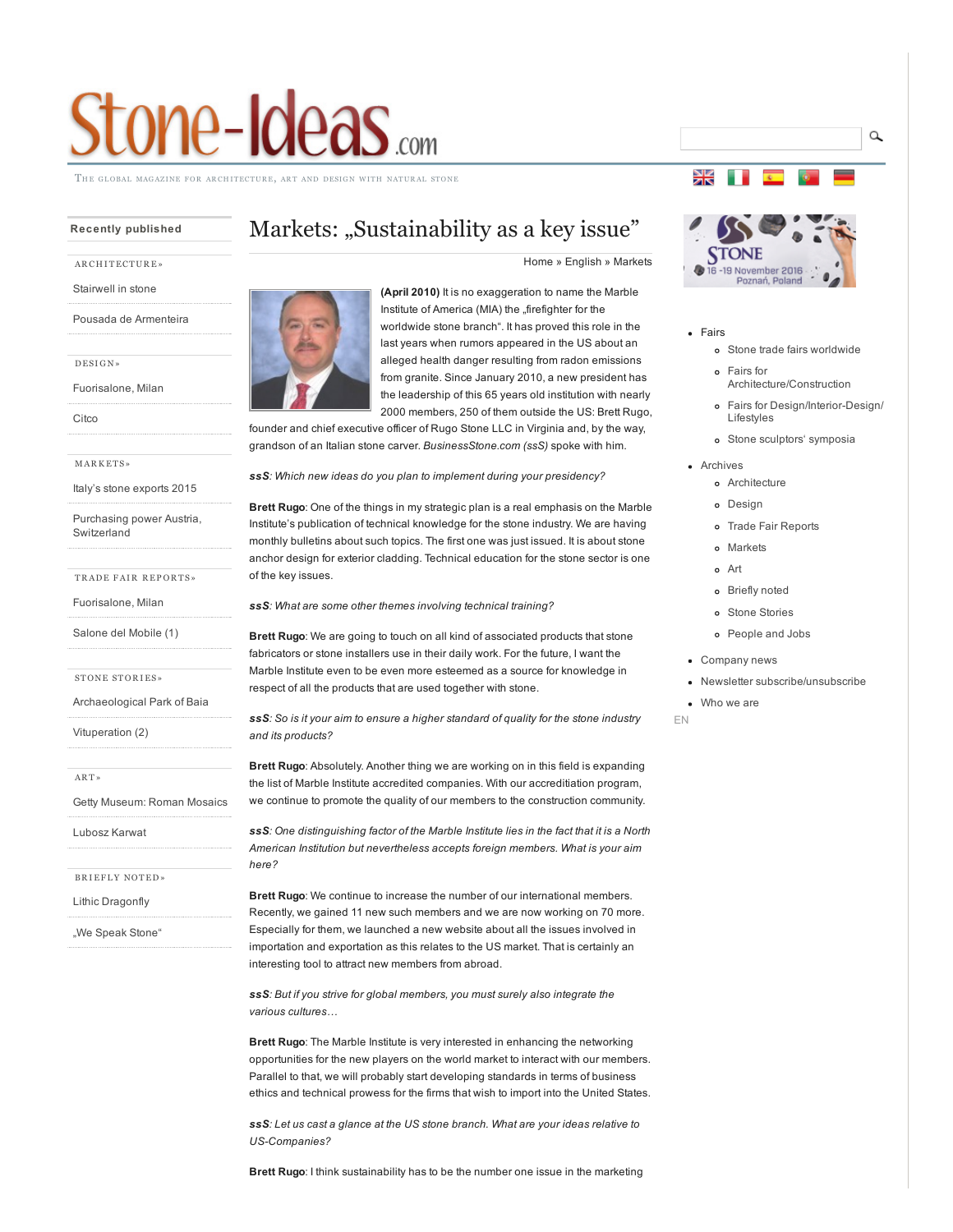# Markets: „Sustainability as a key issue"

Home » English » Markets

**(April 2010)** It is no exaggeration to name the Marble Institute of America (MIA) the „firefighter for the worldwide stone branch". It has proved this role in the last years when rumors appeared in the US about an alleged health danger resulting from radon emissions from granite. Since January 2010, a new president has the leadership of this 65 years old institution with nearly 2000 members, 250 of them outside the US: Brett Rugo, founder and chief executive officer of Rugo Stone LLC in Virginia and, by the way, grandson of an Italian stone carver. *BusinessStone.com (ssS)* spoke with him.

***ssS**: Which new ideas do you plan to implement during your presidency?*

**Brett Rugo**: One of the things in my strategic plan is a real emphasis on the Marble Institute's publication of technical knowledge for the stone industry. We are having monthly bulletins about such topics. The first one was just issued. It is about stone anchor design for exterior cladding. Technical education for the stone sector is one of the key issues.

***ssS**: What are some other themes involving technical training?*

**Brett Rugo**: We are going to touch on all kind of associated products that stone fabricators or stone installers use in their daily work. For the future, I want the Marble Institute even to be even more esteemed as a source for knowledge in respect of all the products that are used together with stone.

***ssS**: So is it your aim to ensure a higher standard of quality for the stone industry and its products?*

**Brett Rugo**: Absolutely. Another thing we are working on in this field is expanding the list of Marble Institute accredited companies. With our accreditiation program, we continue to promote the quality of our members to the construction community.

***ssS**: One distinguishing factor of the Marble Institute lies in the fact that it is a North American Institution but nevertheless accepts foreign members. What is your aim here?*

**Brett Rugo**: We continue to increase the number of our international members. Recently, we gained 11 new such members and we are now working on 70 more. Especially for them, we launched a new website about all the issues involved in importation and exportation as this relates to the US market. That is certainly an interesting tool to attract new members from abroad.

***ssS**: But if you strive for global members, you must surely also integrate the various cultures…*

**Brett Rugo**: The Marble Institute is very interested in enhancing the networking opportunities for the new players on the world market to interact with our members. Parallel to that, we will probably start developing standards in terms of business ethics and technical prowess for the firms that wish to import into the United States.

***ssS**: Let us cast a glance at the US stone branch. What are your ideas relative to US-Companies?*

**Brett Rugo**: I think sustainability has to be the number one issue in the marketing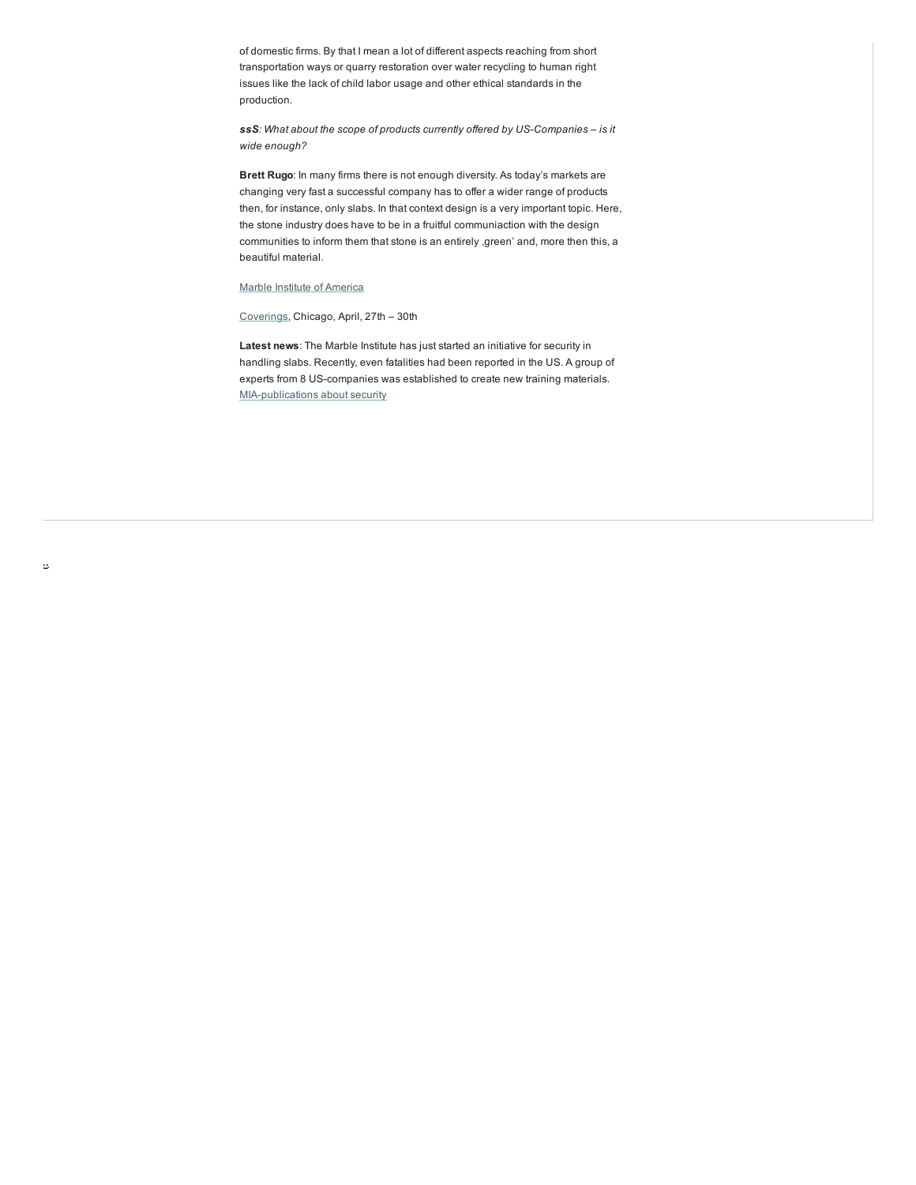of domestic firms. By that I mean a lot of different aspects reaching from short transportation ways or quarry restoration over water recycling to human right issues like the lack of child labor usage and other ethical standards in the production.

***ssS**: What about the scope of products currently offered by US-Companies – is it wide enough?*

**Brett Rugo**: In many firms there is not enough diversity. As today's markets are changing very fast a successful company has to offer a wider range of products then, for instance, only slabs. In that context design is a very important topic. Here, the stone industry does have to be in a fruitful communiaction with the design communities to inform them that stone is an entirely ‚green' and, more then this, a beautiful material.

Marble Institute of America

Coverings, Chicago, April, 27th – 30th

**Latest news**: The Marble Institute has just started an initiative for security in handling slabs. Recently, even fatalities had been reported in the US. A group of experts from 8 US-companies was established to create new training materials. MIA-publications about security